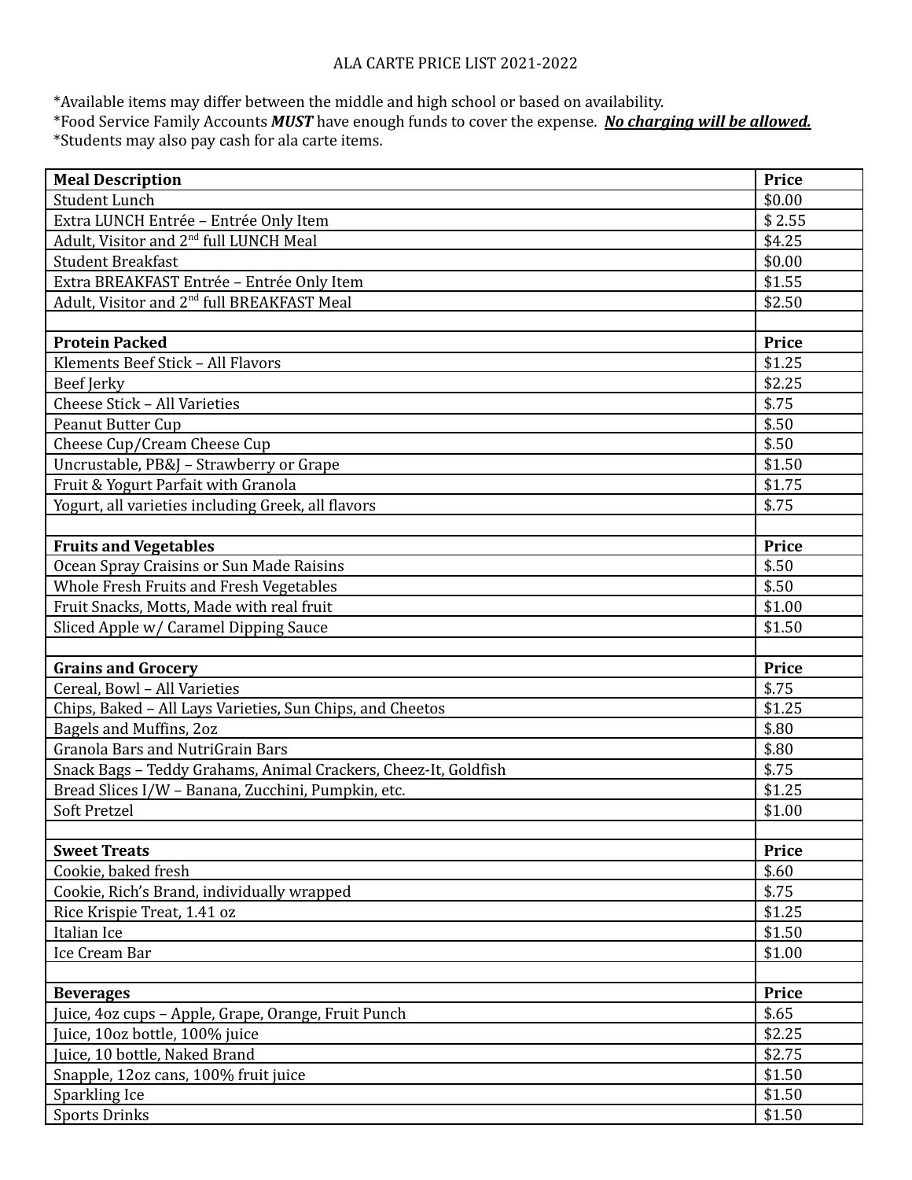# ALA CARTE PRICE LIST 2021-2022

*Available items may differ between the middle and high school or based on availability.
*Food Service Family Accounts ***MUST*** have enough funds to cover the expense. ***No charging will be allowed.***
*Students may also pay cash for ala carte items.

| **Meal Description** | **Price** |
|---|---|
| Student Lunch | $0.00 |
| Extra LUNCH Entrée – Entrée Only Item | $ 2.55 |
| Adult, Visitor and 2nd full LUNCH Meal | $4.25 |
| Student Breakfast | $0.00 |
| Extra BREAKFAST Entrée – Entrée Only Item | $1.55 |
| Adult, Visitor and 2nd full BREAKFAST Meal | $2.50 |
| | |
| **Protein Packed** | **Price** |
| Klements Beef Stick – All Flavors | $1.25 |
| Beef Jerky | $2.25 |
| Cheese Stick – All Varieties | $.75 |
| Peanut Butter Cup | $.50 |
| Cheese Cup/Cream Cheese Cup | $.50 |
| Uncrustable, PB&J – Strawberry or Grape | $1.50 |
| Fruit & Yogurt Parfait with Granola | $1.75 |
| Yogurt, all varieties including Greek, all flavors | $.75 |
| | |
| **Fruits and Vegetables** | **Price** |
| Ocean Spray Craisins or Sun Made Raisins | $.50 |
| Whole Fresh Fruits and Fresh Vegetables | $.50 |
| Fruit Snacks, Motts, Made with real fruit | $1.00 |
| Sliced Apple w/ Caramel Dipping Sauce | $1.50 |
| | |
| **Grains and Grocery** | **Price** |
| Cereal, Bowl – All Varieties | $.75 |
| Chips, Baked – All Lays Varieties, Sun Chips, and Cheetos | $1.25 |
| Bagels and Muffins, 2oz | $.80 |
| Granola Bars and NutriGrain Bars | $.80 |
| Snack Bags – Teddy Grahams, Animal Crackers, Cheez-It, Goldfish | $.75 |
| Bread Slices I/W – Banana, Zucchini, Pumpkin, etc. | $1.25 |
| Soft Pretzel | $1.00 |
| | |
| **Sweet Treats** | **Price** |
| Cookie, baked fresh | $.60 |
| Cookie, Rich's Brand, individually wrapped | $.75 |
| Rice Krispie Treat, 1.41 oz | $1.25 |
| Italian Ice | $1.50 |
| Ice Cream Bar | $1.00 |
| | |
| **Beverages** | **Price** |
| Juice, 4oz cups – Apple, Grape, Orange, Fruit Punch | $.65 |
| Juice, 10oz bottle, 100% juice | $2.25 |
| Juice, 10 bottle, Naked Brand | $2.75 |
| Snapple, 12oz cans, 100% fruit juice | $1.50 |
| Sparkling Ice | $1.50 |
| Sports Drinks | $1.50 |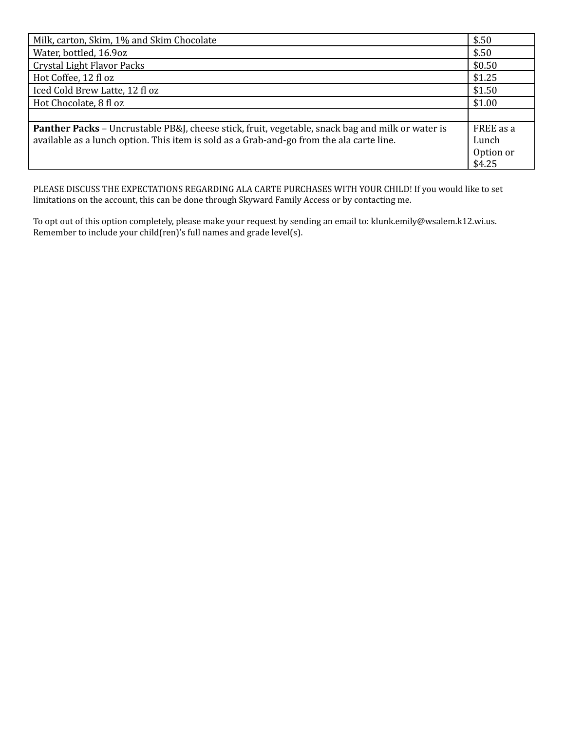| | |
|---|---|
| Milk, carton, Skim, 1% and Skim Chocolate | $.50 |
| Water, bottled, 16.9oz | $.50 |
| Crystal Light Flavor Packs | $0.50 |
| Hot Coffee, 12 fl oz | $1.25 |
| Iced Cold Brew Latte, 12 fl oz | $1.50 |
| Hot Chocolate, 8 fl oz | $1.00 |
| | |
| **Panther Packs** – Uncrustable PB&J, cheese stick, fruit, vegetable, snack bag and milk or water is available as a lunch option. This item is sold as a Grab-and-go from the ala carte line. | FREE as a Lunch Option or $4.25 |

PLEASE DISCUSS THE EXPECTATIONS REGARDING ALA CARTE PURCHASES WITH YOUR CHILD! If you would like to set limitations on the account, this can be done through Skyward Family Access or by contacting me.

To opt out of this option completely, please make your request by sending an email to: klunk.emily@wsalem.k12.wi.us. Remember to include your child(ren)'s full names and grade level(s).